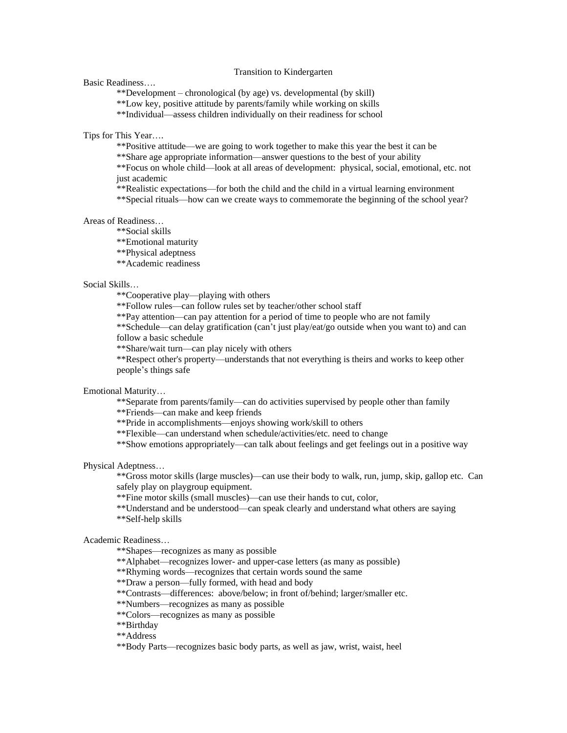# Transition to Kindergarten

Basic Readiness….

- **Development – chronological (by age) vs. developmental (by skill)
- **Low key, positive attitude by parents/family while working on skills
- **Individual—assess children individually on their readiness for school

Tips for This Year….

- **Positive attitude—we are going to work together to make this year the best it can be
- **Share age appropriate information—answer questions to the best of your ability
- **Focus on whole child—look at all areas of development: physical, social, emotional, etc. not just academic
- **Realistic expectations—for both the child and the child in a virtual learning environment
- **Special rituals—how can we create ways to commemorate the beginning of the school year?

Areas of Readiness…

- **Social skills
- **Emotional maturity
- **Physical adeptness
- **Academic readiness

Social Skills…

- **Cooperative play—playing with others
- **Follow rules—can follow rules set by teacher/other school staff
- **Pay attention—can pay attention for a period of time to people who are not family
- **Schedule—can delay gratification (can't just play/eat/go outside when you want to) and can follow a basic schedule
- **Share/wait turn—can play nicely with others
- **Respect other's property—understands that not everything is theirs and works to keep other people's things safe

Emotional Maturity…

- **Separate from parents/family—can do activities supervised by people other than family
- **Friends—can make and keep friends
- **Pride in accomplishments—enjoys showing work/skill to others
- **Flexible—can understand when schedule/activities/etc. need to change
- **Show emotions appropriately—can talk about feelings and get feelings out in a positive way

Physical Adeptness…

- **Gross motor skills (large muscles)—can use their body to walk, run, jump, skip, gallop etc. Can safely play on playgroup equipment.
- **Fine motor skills (small muscles)—can use their hands to cut, color,
- **Understand and be understood—can speak clearly and understand what others are saying
- **Self-help skills

Academic Readiness…

- **Shapes—recognizes as many as possible
- **Alphabet—recognizes lower- and upper-case letters (as many as possible)
- **Rhyming words—recognizes that certain words sound the same
- **Draw a person—fully formed, with head and body
- **Contrasts—differences: above/below; in front of/behind; larger/smaller etc.
- **Numbers—recognizes as many as possible
- **Colors—recognizes as many as possible
- **Birthday
- **Address
- **Body Parts—recognizes basic body parts, as well as jaw, wrist, waist, heel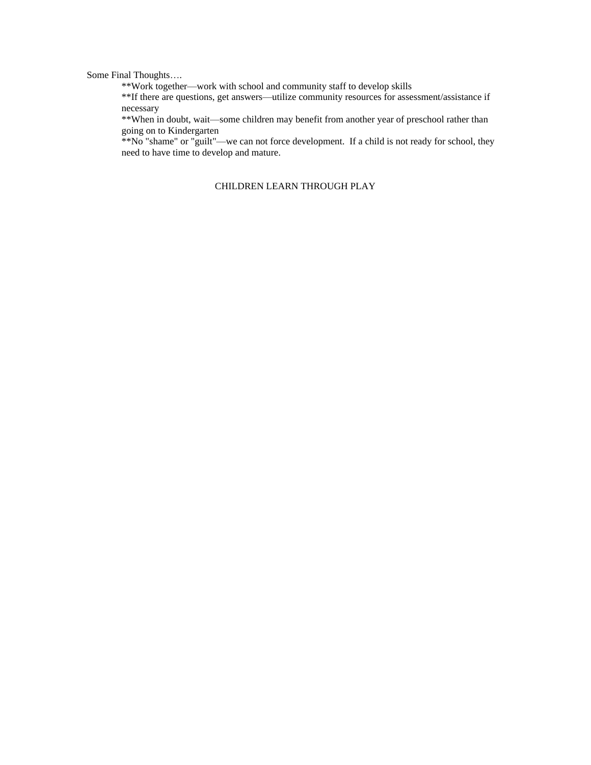Some Final Thoughts….

**Work together—work with school and community staff to develop skills

**If there are questions, get answers—utilize community resources for assessment/assistance if necessary

**When in doubt, wait—some children may benefit from another year of preschool rather than going on to Kindergarten

**No "shame" or "guilt"—we can not force development.  If a child is not ready for school, they need to have time to develop and mature.

CHILDREN LEARN THROUGH PLAY